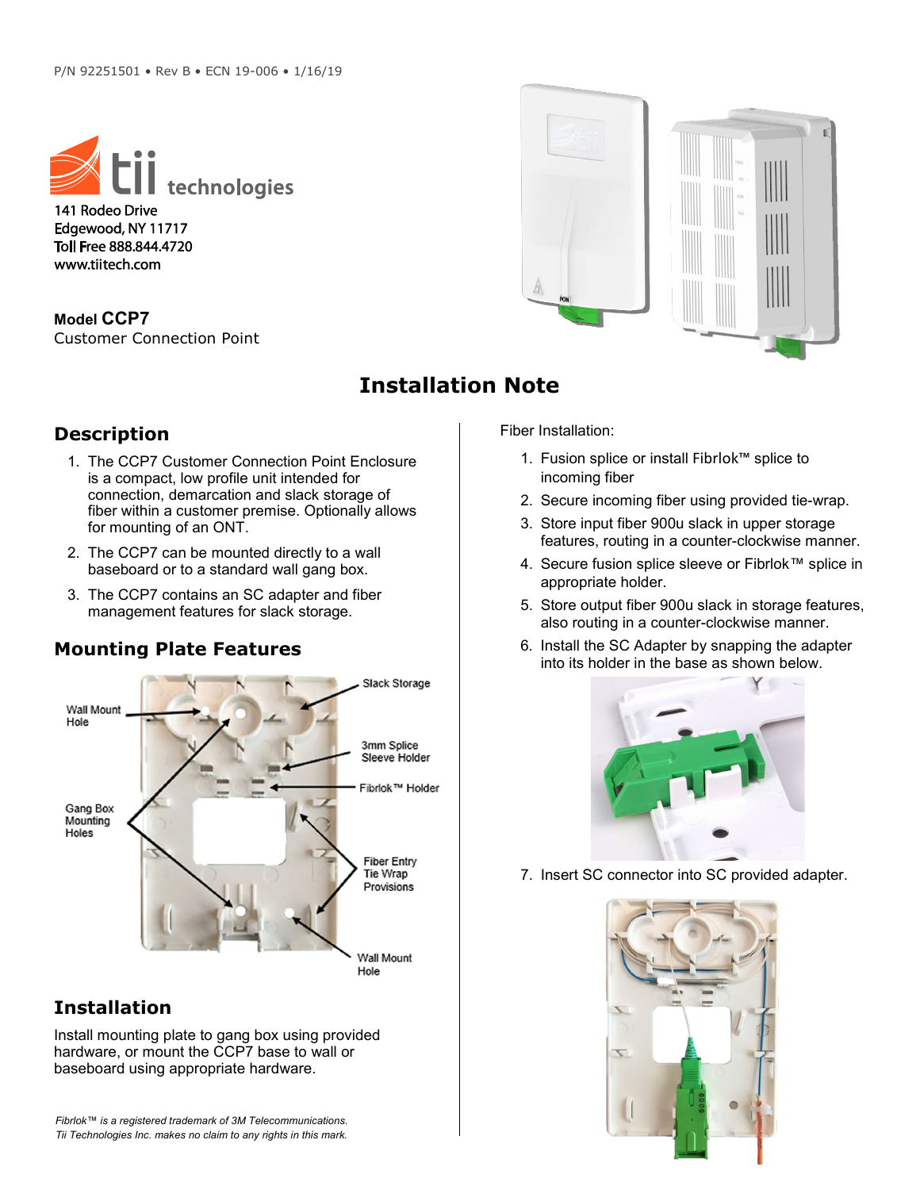P/N 92251501 • Rev B • ECN 19-006 • 1/16/19

tii technologies

141 Rodeo Drive
Edgewood, NY 11717
Toll Free 888.844.4720
www.tiitech.com

**Model CCP7**
Customer Connection Point

# Installation Note

## Description

1. The CCP7 Customer Connection Point Enclosure is a compact, low profile unit intended for connection, demarcation and slack storage of fiber within a customer premise. Optionally allows for mounting of an ONT.
2. The CCP7 can be mounted directly to a wall baseboard or to a standard wall gang box.
3. The CCP7 contains an SC adapter and fiber management features for slack storage.

## Mounting Plate Features

Slack Storage
Wall Mount Hole
3mm Splice Sleeve Holder
Fibrlok™ Holder
Gang Box Mounting Holes
Fiber Entry Tie Wrap Provisions
Wall Mount Hole

## Installation

Install mounting plate to gang box using provided hardware, or mount the CCP7 base to wall or baseboard using appropriate hardware.

*Fibrlok™ is a registered trademark of 3M Telecommunications.*
*Tii Technologies Inc. makes no claim to any rights in this mark.*

Fiber Installation:

1. Fusion splice or install Fibrlok™ splice to incoming fiber
2. Secure incoming fiber using provided tie-wrap.
3. Store input fiber 900u slack in upper storage features, routing in a counter-clockwise manner.
4. Secure fusion splice sleeve or Fibrlok™ splice in appropriate holder.
5. Store output fiber 900u slack in storage features, also routing in a counter-clockwise manner.
6. Install the SC Adapter by snapping the adapter into its holder in the base as shown below.
7. Insert SC connector into SC provided adapter.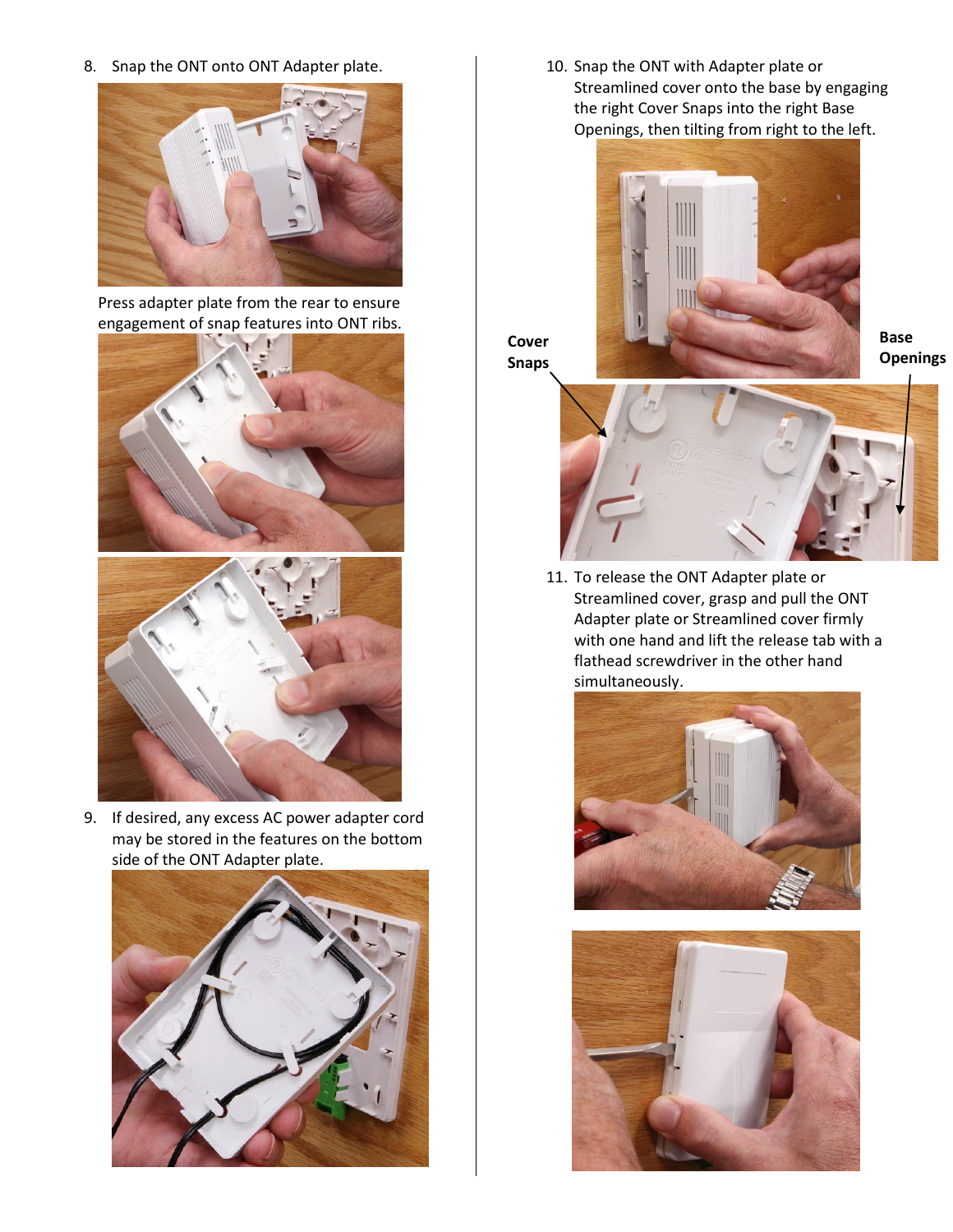8. Snap the ONT onto ONT Adapter plate.

Press adapter plate from the rear to ensure engagement of snap features into ONT ribs.

9. If desired, any excess AC power adapter cord may be stored in the features on the bottom side of the ONT Adapter plate.

10. Snap the ONT with Adapter plate or Streamlined cover onto the base by engaging the right Cover Snaps into the right Base Openings, then tilting from right to the left.

**Cover Snaps**

**Base Openings**

11. To release the ONT Adapter plate or Streamlined cover, grasp and pull the ONT Adapter plate or Streamlined cover firmly with one hand and lift the release tab with a flathead screwdriver in the other hand simultaneously.